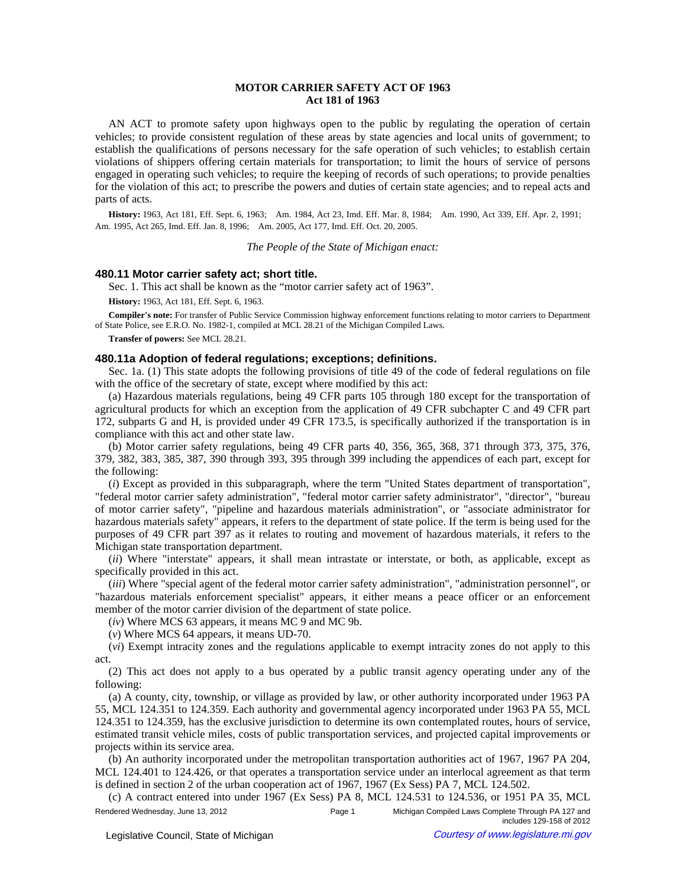# MOTOR CARRIER SAFETY ACT OF 1963
## Act 181 of 1963

AN ACT to promote safety upon highways open to the public by regulating the operation of certain vehicles; to provide consistent regulation of these areas by state agencies and local units of government; to establish the qualifications of persons necessary for the safe operation of such vehicles; to establish certain violations of shippers offering certain materials for transportation; to limit the hours of service of persons engaged in operating such vehicles; to require the keeping of records of such operations; to provide penalties for the violation of this act; to prescribe the powers and duties of certain state agencies; and to repeal acts and parts of acts.

**History:** 1963, Act 181, Eff. Sept. 6, 1963; Am. 1984, Act 23, Imd. Eff. Mar. 8, 1984; Am. 1990, Act 339, Eff. Apr. 2, 1991; Am. 1995, Act 265, Imd. Eff. Jan. 8, 1996; Am. 2005, Act 177, Imd. Eff. Oct. 20, 2005.

*The People of the State of Michigan enact:*

### 480.11 Motor carrier safety act; short title.

Sec. 1. This act shall be known as the "motor carrier safety act of 1963".

**History:** 1963, Act 181, Eff. Sept. 6, 1963.

**Compiler's note:** For transfer of Public Service Commission highway enforcement functions relating to motor carriers to Department of State Police, see E.R.O. No. 1982-1, compiled at MCL 28.21 of the Michigan Compiled Laws.

**Transfer of powers:** See MCL 28.21.

### 480.11a Adoption of federal regulations; exceptions; definitions.

Sec. 1a. (1) This state adopts the following provisions of title 49 of the code of federal regulations on file with the office of the secretary of state, except where modified by this act:

(a) Hazardous materials regulations, being 49 CFR parts 105 through 180 except for the transportation of agricultural products for which an exception from the application of 49 CFR subchapter C and 49 CFR part 172, subparts G and H, is provided under 49 CFR 173.5, is specifically authorized if the transportation is in compliance with this act and other state law.

(b) Motor carrier safety regulations, being 49 CFR parts 40, 356, 365, 368, 371 through 373, 375, 376, 379, 382, 383, 385, 387, 390 through 393, 395 through 399 including the appendices of each part, except for the following:

(*i*) Except as provided in this subparagraph, where the term "United States department of transportation", "federal motor carrier safety administration", "federal motor carrier safety administrator", "director", "bureau of motor carrier safety", "pipeline and hazardous materials administration", or "associate administrator for hazardous materials safety" appears, it refers to the department of state police. If the term is being used for the purposes of 49 CFR part 397 as it relates to routing and movement of hazardous materials, it refers to the Michigan state transportation department.

(*ii*) Where "interstate" appears, it shall mean intrastate or interstate, or both, as applicable, except as specifically provided in this act.

(*iii*) Where "special agent of the federal motor carrier safety administration", "administration personnel", or "hazardous materials enforcement specialist" appears, it either means a peace officer or an enforcement member of the motor carrier division of the department of state police.

(*iv*) Where MCS 63 appears, it means MC 9 and MC 9b.

(*v*) Where MCS 64 appears, it means UD-70.

(*vi*) Exempt intracity zones and the regulations applicable to exempt intracity zones do not apply to this act.

(2) This act does not apply to a bus operated by a public transit agency operating under any of the following:

(a) A county, city, township, or village as provided by law, or other authority incorporated under 1963 PA 55, MCL 124.351 to 124.359. Each authority and governmental agency incorporated under 1963 PA 55, MCL 124.351 to 124.359, has the exclusive jurisdiction to determine its own contemplated routes, hours of service, estimated transit vehicle miles, costs of public transportation services, and projected capital improvements or projects within its service area.

(b) An authority incorporated under the metropolitan transportation authorities act of 1967, 1967 PA 204, MCL 124.401 to 124.426, or that operates a transportation service under an interlocal agreement as that term is defined in section 2 of the urban cooperation act of 1967, 1967 (Ex Sess) PA 7, MCL 124.502.

(c) A contract entered into under 1967 (Ex Sess) PA 8, MCL 124.531 to 124.536, or 1951 PA 35, MCL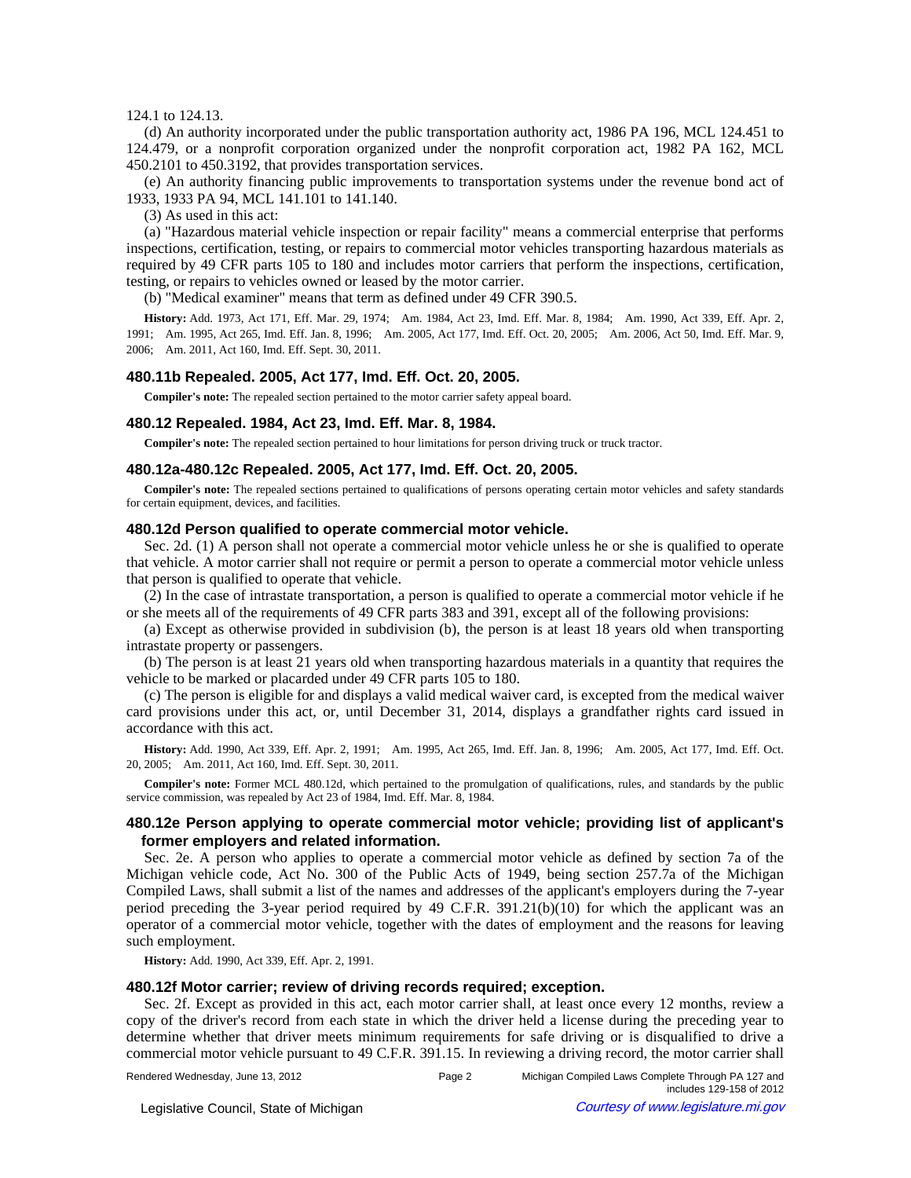124.1 to 124.13.

(d) An authority incorporated under the public transportation authority act, 1986 PA 196, MCL 124.451 to 124.479, or a nonprofit corporation organized under the nonprofit corporation act, 1982 PA 162, MCL 450.2101 to 450.3192, that provides transportation services.

(e) An authority financing public improvements to transportation systems under the revenue bond act of 1933, 1933 PA 94, MCL 141.101 to 141.140.

(3) As used in this act:

(a) "Hazardous material vehicle inspection or repair facility" means a commercial enterprise that performs inspections, certification, testing, or repairs to commercial motor vehicles transporting hazardous materials as required by 49 CFR parts 105 to 180 and includes motor carriers that perform the inspections, certification, testing, or repairs to vehicles owned or leased by the motor carrier.

(b) "Medical examiner" means that term as defined under 49 CFR 390.5.

**History:** Add. 1973, Act 171, Eff. Mar. 29, 1974; Am. 1984, Act 23, Imd. Eff. Mar. 8, 1984; Am. 1990, Act 339, Eff. Apr. 2, 1991; Am. 1995, Act 265, Imd. Eff. Jan. 8, 1996; Am. 2005, Act 177, Imd. Eff. Oct. 20, 2005; Am. 2006, Act 50, Imd. Eff. Mar. 9, 2006; Am. 2011, Act 160, Imd. Eff. Sept. 30, 2011.

### 480.11b Repealed. 2005, Act 177, Imd. Eff. Oct. 20, 2005.

**Compiler's note:** The repealed section pertained to the motor carrier safety appeal board.

### 480.12 Repealed. 1984, Act 23, Imd. Eff. Mar. 8, 1984.

**Compiler's note:** The repealed section pertained to hour limitations for person driving truck or truck tractor.

### 480.12a-480.12c Repealed. 2005, Act 177, Imd. Eff. Oct. 20, 2005.

**Compiler's note:** The repealed sections pertained to qualifications of persons operating certain motor vehicles and safety standards for certain equipment, devices, and facilities.

### 480.12d Person qualified to operate commercial motor vehicle.

Sec. 2d. (1) A person shall not operate a commercial motor vehicle unless he or she is qualified to operate that vehicle. A motor carrier shall not require or permit a person to operate a commercial motor vehicle unless that person is qualified to operate that vehicle.

(2) In the case of intrastate transportation, a person is qualified to operate a commercial motor vehicle if he or she meets all of the requirements of 49 CFR parts 383 and 391, except all of the following provisions:

(a) Except as otherwise provided in subdivision (b), the person is at least 18 years old when transporting intrastate property or passengers.

(b) The person is at least 21 years old when transporting hazardous materials in a quantity that requires the vehicle to be marked or placarded under 49 CFR parts 105 to 180.

(c) The person is eligible for and displays a valid medical waiver card, is excepted from the medical waiver card provisions under this act, or, until December 31, 2014, displays a grandfather rights card issued in accordance with this act.

**History:** Add. 1990, Act 339, Eff. Apr. 2, 1991; Am. 1995, Act 265, Imd. Eff. Jan. 8, 1996; Am. 2005, Act 177, Imd. Eff. Oct. 20, 2005; Am. 2011, Act 160, Imd. Eff. Sept. 30, 2011.

**Compiler's note:** Former MCL 480.12d, which pertained to the promulgation of qualifications, rules, and standards by the public service commission, was repealed by Act 23 of 1984, Imd. Eff. Mar. 8, 1984.

### 480.12e Person applying to operate commercial motor vehicle; providing list of applicant's former employers and related information.

Sec. 2e. A person who applies to operate a commercial motor vehicle as defined by section 7a of the Michigan vehicle code, Act No. 300 of the Public Acts of 1949, being section 257.7a of the Michigan Compiled Laws, shall submit a list of the names and addresses of the applicant's employers during the 7-year period preceding the 3-year period required by 49 C.F.R. 391.21(b)(10) for which the applicant was an operator of a commercial motor vehicle, together with the dates of employment and the reasons for leaving such employment.

**History:** Add. 1990, Act 339, Eff. Apr. 2, 1991.

### 480.12f Motor carrier; review of driving records required; exception.

Sec. 2f. Except as provided in this act, each motor carrier shall, at least once every 12 months, review a copy of the driver's record from each state in which the driver held a license during the preceding year to determine whether that driver meets minimum requirements for safe driving or is disqualified to drive a commercial motor vehicle pursuant to 49 C.F.R. 391.15. In reviewing a driving record, the motor carrier shall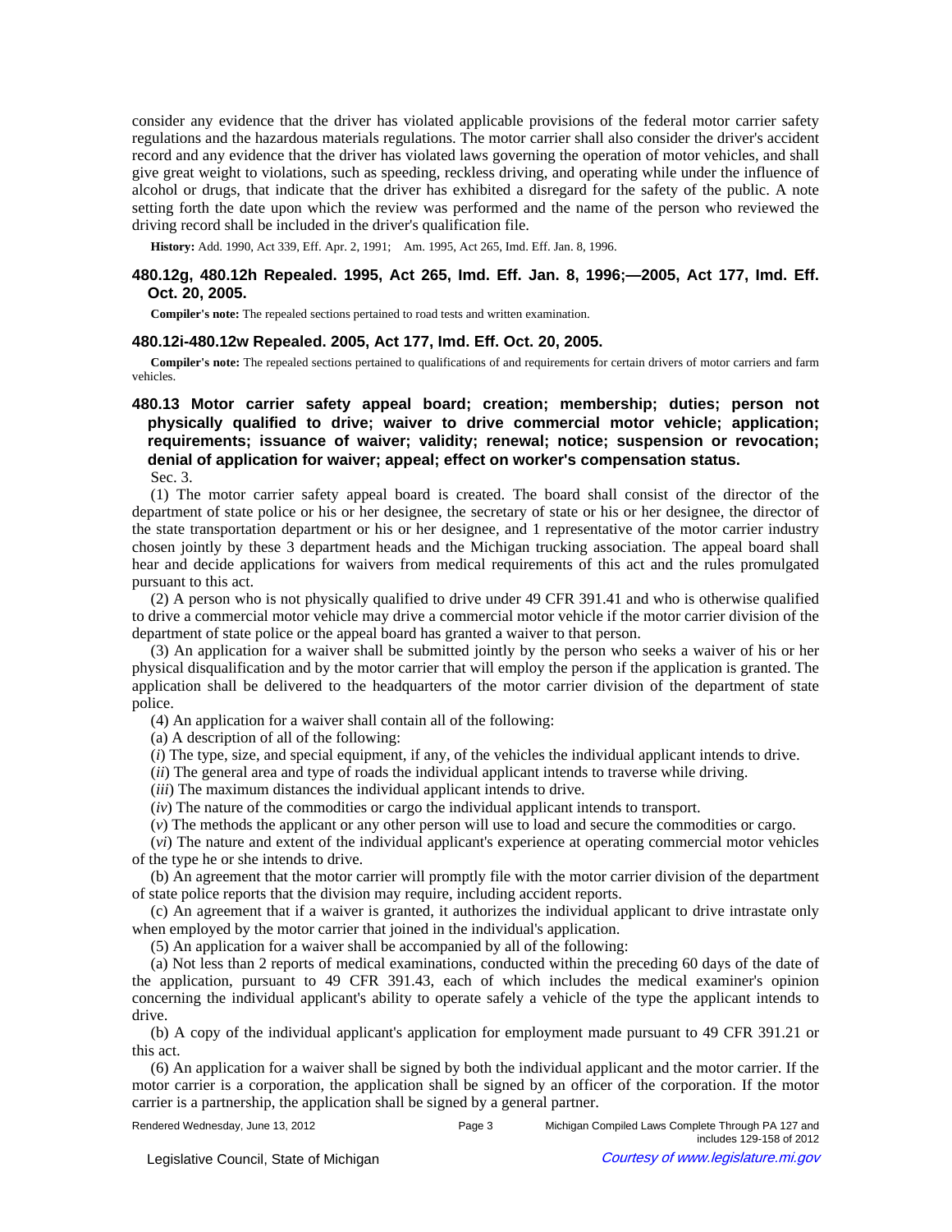consider any evidence that the driver has violated applicable provisions of the federal motor carrier safety regulations and the hazardous materials regulations. The motor carrier shall also consider the driver's accident record and any evidence that the driver has violated laws governing the operation of motor vehicles, and shall give great weight to violations, such as speeding, reckless driving, and operating while under the influence of alcohol or drugs, that indicate that the driver has exhibited a disregard for the safety of the public. A note setting forth the date upon which the review was performed and the name of the person who reviewed the driving record shall be included in the driver's qualification file.

**History:** Add. 1990, Act 339, Eff. Apr. 2, 1991; Am. 1995, Act 265, Imd. Eff. Jan. 8, 1996.

### 480.12g, 480.12h Repealed. 1995, Act 265, Imd. Eff. Jan. 8, 1996;—2005, Act 177, Imd. Eff. Oct. 20, 2005.

**Compiler's note:** The repealed sections pertained to road tests and written examination.

### 480.12i-480.12w Repealed. 2005, Act 177, Imd. Eff. Oct. 20, 2005.

**Compiler's note:** The repealed sections pertained to qualifications of and requirements for certain drivers of motor carriers and farm vehicles.

### 480.13 Motor carrier safety appeal board; creation; membership; duties; person not physically qualified to drive; waiver to drive commercial motor vehicle; application; requirements; issuance of waiver; validity; renewal; notice; suspension or revocation; denial of application for waiver; appeal; effect on worker's compensation status.

Sec. 3.

(1) The motor carrier safety appeal board is created. The board shall consist of the director of the department of state police or his or her designee, the secretary of state or his or her designee, the director of the state transportation department or his or her designee, and 1 representative of the motor carrier industry chosen jointly by these 3 department heads and the Michigan trucking association. The appeal board shall hear and decide applications for waivers from medical requirements of this act and the rules promulgated pursuant to this act.

(2) A person who is not physically qualified to drive under 49 CFR 391.41 and who is otherwise qualified to drive a commercial motor vehicle may drive a commercial motor vehicle if the motor carrier division of the department of state police or the appeal board has granted a waiver to that person.

(3) An application for a waiver shall be submitted jointly by the person who seeks a waiver of his or her physical disqualification and by the motor carrier that will employ the person if the application is granted. The application shall be delivered to the headquarters of the motor carrier division of the department of state police.

(4) An application for a waiver shall contain all of the following:

(a) A description of all of the following:

(*i*) The type, size, and special equipment, if any, of the vehicles the individual applicant intends to drive.

(*ii*) The general area and type of roads the individual applicant intends to traverse while driving.

(*iii*) The maximum distances the individual applicant intends to drive.

(*iv*) The nature of the commodities or cargo the individual applicant intends to transport.

(*v*) The methods the applicant or any other person will use to load and secure the commodities or cargo.

(*vi*) The nature and extent of the individual applicant's experience at operating commercial motor vehicles of the type he or she intends to drive.

(b) An agreement that the motor carrier will promptly file with the motor carrier division of the department of state police reports that the division may require, including accident reports.

(c) An agreement that if a waiver is granted, it authorizes the individual applicant to drive intrastate only when employed by the motor carrier that joined in the individual's application.

(5) An application for a waiver shall be accompanied by all of the following:

(a) Not less than 2 reports of medical examinations, conducted within the preceding 60 days of the date of the application, pursuant to 49 CFR 391.43, each of which includes the medical examiner's opinion concerning the individual applicant's ability to operate safely a vehicle of the type the applicant intends to drive.

(b) A copy of the individual applicant's application for employment made pursuant to 49 CFR 391.21 or this act.

(6) An application for a waiver shall be signed by both the individual applicant and the motor carrier. If the motor carrier is a corporation, the application shall be signed by an officer of the corporation. If the motor carrier is a partnership, the application shall be signed by a general partner.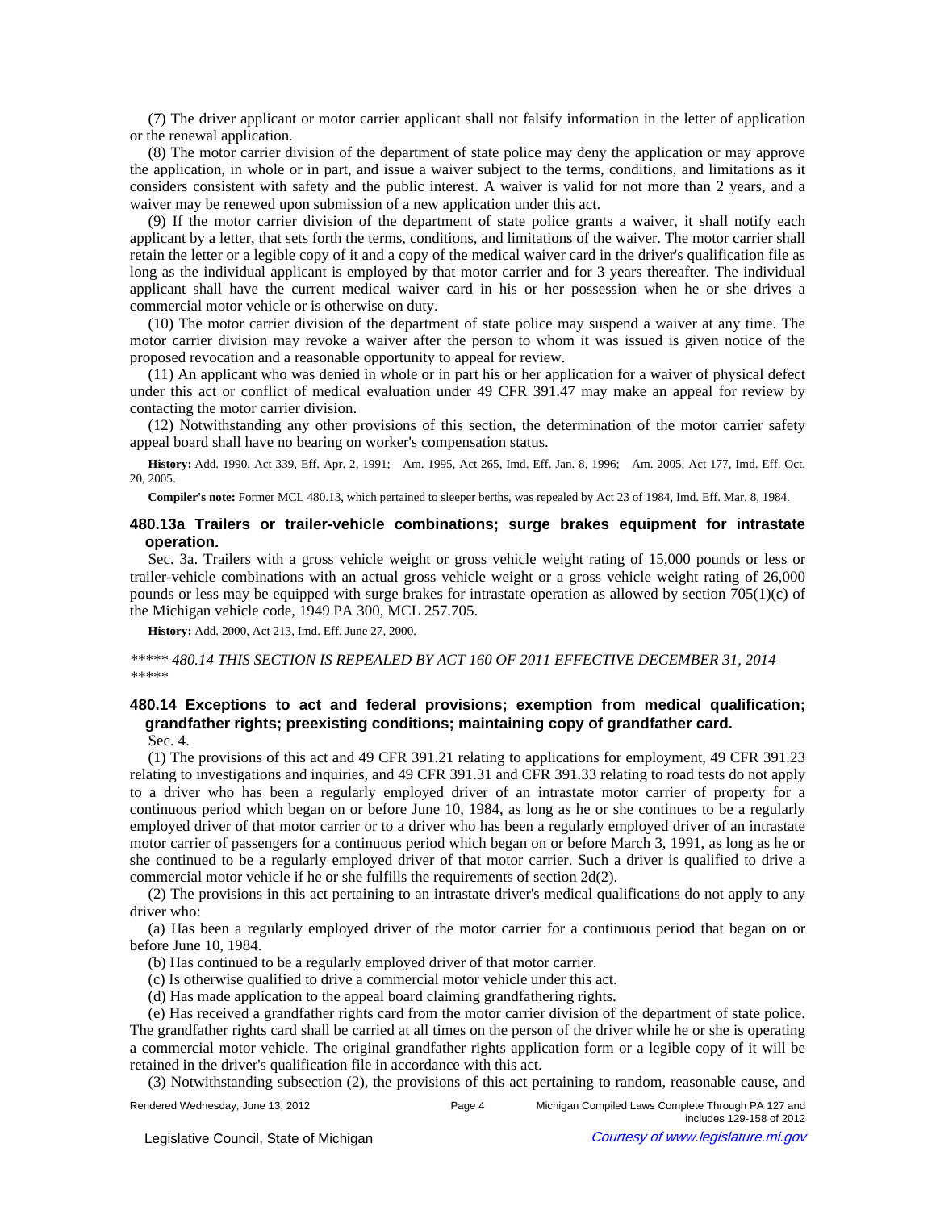(7) The driver applicant or motor carrier applicant shall not falsify information in the letter of application or the renewal application.

(8) The motor carrier division of the department of state police may deny the application or may approve the application, in whole or in part, and issue a waiver subject to the terms, conditions, and limitations as it considers consistent with safety and the public interest. A waiver is valid for not more than 2 years, and a waiver may be renewed upon submission of a new application under this act.

(9) If the motor carrier division of the department of state police grants a waiver, it shall notify each applicant by a letter, that sets forth the terms, conditions, and limitations of the waiver. The motor carrier shall retain the letter or a legible copy of it and a copy of the medical waiver card in the driver's qualification file as long as the individual applicant is employed by that motor carrier and for 3 years thereafter. The individual applicant shall have the current medical waiver card in his or her possession when he or she drives a commercial motor vehicle or is otherwise on duty.

(10) The motor carrier division of the department of state police may suspend a waiver at any time. The motor carrier division may revoke a waiver after the person to whom it was issued is given notice of the proposed revocation and a reasonable opportunity to appeal for review.

(11) An applicant who was denied in whole or in part his or her application for a waiver of physical defect under this act or conflict of medical evaluation under 49 CFR 391.47 may make an appeal for review by contacting the motor carrier division.

(12) Notwithstanding any other provisions of this section, the determination of the motor carrier safety appeal board shall have no bearing on worker's compensation status.

**History:** Add. 1990, Act 339, Eff. Apr. 2, 1991; Am. 1995, Act 265, Imd. Eff. Jan. 8, 1996; Am. 2005, Act 177, Imd. Eff. Oct. 20, 2005.

**Compiler's note:** Former MCL 480.13, which pertained to sleeper berths, was repealed by Act 23 of 1984, Imd. Eff. Mar. 8, 1984.

### 480.13a Trailers or trailer-vehicle combinations; surge brakes equipment for intrastate operation.

Sec. 3a. Trailers with a gross vehicle weight or gross vehicle weight rating of 15,000 pounds or less or trailer-vehicle combinations with an actual gross vehicle weight or a gross vehicle weight rating of 26,000 pounds or less may be equipped with surge brakes for intrastate operation as allowed by section 705(1)(c) of the Michigan vehicle code, 1949 PA 300, MCL 257.705.

**History:** Add. 2000, Act 213, Imd. Eff. June 27, 2000.

*\*\*\*\*\* 480.14 THIS SECTION IS REPEALED BY ACT 160 OF 2011 EFFECTIVE DECEMBER 31, 2014 \*\*\*\*\**

### 480.14 Exceptions to act and federal provisions; exemption from medical qualification; grandfather rights; preexisting conditions; maintaining copy of grandfather card.

Sec. 4.

(1) The provisions of this act and 49 CFR 391.21 relating to applications for employment, 49 CFR 391.23 relating to investigations and inquiries, and 49 CFR 391.31 and CFR 391.33 relating to road tests do not apply to a driver who has been a regularly employed driver of an intrastate motor carrier of property for a continuous period which began on or before June 10, 1984, as long as he or she continues to be a regularly employed driver of that motor carrier or to a driver who has been a regularly employed driver of an intrastate motor carrier of passengers for a continuous period which began on or before March 3, 1991, as long as he or she continued to be a regularly employed driver of that motor carrier. Such a driver is qualified to drive a commercial motor vehicle if he or she fulfills the requirements of section 2d(2).

(2) The provisions in this act pertaining to an intrastate driver's medical qualifications do not apply to any driver who:

(a) Has been a regularly employed driver of the motor carrier for a continuous period that began on or before June 10, 1984.

(b) Has continued to be a regularly employed driver of that motor carrier.

(c) Is otherwise qualified to drive a commercial motor vehicle under this act.

(d) Has made application to the appeal board claiming grandfathering rights.

(e) Has received a grandfather rights card from the motor carrier division of the department of state police. The grandfather rights card shall be carried at all times on the person of the driver while he or she is operating a commercial motor vehicle. The original grandfather rights application form or a legible copy of it will be retained in the driver's qualification file in accordance with this act.

(3) Notwithstanding subsection (2), the provisions of this act pertaining to random, reasonable cause, and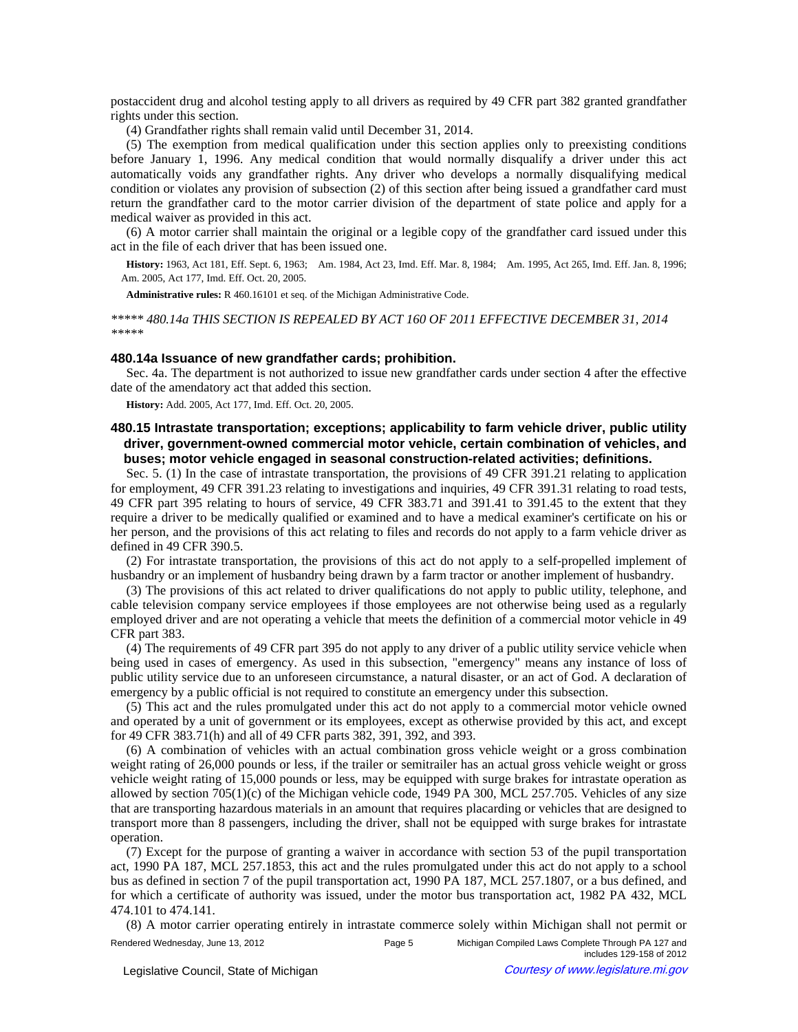postaccident drug and alcohol testing apply to all drivers as required by 49 CFR part 382 granted grandfather rights under this section.

(4) Grandfather rights shall remain valid until December 31, 2014.

(5) The exemption from medical qualification under this section applies only to preexisting conditions before January 1, 1996. Any medical condition that would normally disqualify a driver under this act automatically voids any grandfather rights. Any driver who develops a normally disqualifying medical condition or violates any provision of subsection (2) of this section after being issued a grandfather card must return the grandfather card to the motor carrier division of the department of state police and apply for a medical waiver as provided in this act.

(6) A motor carrier shall maintain the original or a legible copy of the grandfather card issued under this act in the file of each driver that has been issued one.

**History:** 1963, Act 181, Eff. Sept. 6, 1963;  Am. 1984, Act 23, Imd. Eff. Mar. 8, 1984;  Am. 1995, Act 265, Imd. Eff. Jan. 8, 1996;  Am. 2005, Act 177, Imd. Eff. Oct. 20, 2005.

**Administrative rules:** R 460.16101 et seq. of the Michigan Administrative Code.

*\*\*\*\*\* 480.14a THIS SECTION IS REPEALED BY ACT 160 OF 2011 EFFECTIVE DECEMBER 31, 2014 \*\*\*\*\**

### 480.14a Issuance of new grandfather cards; prohibition.

Sec. 4a. The department is not authorized to issue new grandfather cards under section 4 after the effective date of the amendatory act that added this section.

**History:** Add. 2005, Act 177, Imd. Eff. Oct. 20, 2005.

### 480.15 Intrastate transportation; exceptions; applicability to farm vehicle driver, public utility driver, government-owned commercial motor vehicle, certain combination of vehicles, and buses; motor vehicle engaged in seasonal construction-related activities; definitions.

Sec. 5. (1) In the case of intrastate transportation, the provisions of 49 CFR 391.21 relating to application for employment, 49 CFR 391.23 relating to investigations and inquiries, 49 CFR 391.31 relating to road tests, 49 CFR part 395 relating to hours of service, 49 CFR 383.71 and 391.41 to 391.45 to the extent that they require a driver to be medically qualified or examined and to have a medical examiner's certificate on his or her person, and the provisions of this act relating to files and records do not apply to a farm vehicle driver as defined in 49 CFR 390.5.

(2) For intrastate transportation, the provisions of this act do not apply to a self-propelled implement of husbandry or an implement of husbandry being drawn by a farm tractor or another implement of husbandry.

(3) The provisions of this act related to driver qualifications do not apply to public utility, telephone, and cable television company service employees if those employees are not otherwise being used as a regularly employed driver and are not operating a vehicle that meets the definition of a commercial motor vehicle in 49 CFR part 383.

(4) The requirements of 49 CFR part 395 do not apply to any driver of a public utility service vehicle when being used in cases of emergency. As used in this subsection, "emergency" means any instance of loss of public utility service due to an unforeseen circumstance, a natural disaster, or an act of God. A declaration of emergency by a public official is not required to constitute an emergency under this subsection.

(5) This act and the rules promulgated under this act do not apply to a commercial motor vehicle owned and operated by a unit of government or its employees, except as otherwise provided by this act, and except for 49 CFR 383.71(h) and all of 49 CFR parts 382, 391, 392, and 393.

(6) A combination of vehicles with an actual combination gross vehicle weight or a gross combination weight rating of 26,000 pounds or less, if the trailer or semitrailer has an actual gross vehicle weight or gross vehicle weight rating of 15,000 pounds or less, may be equipped with surge brakes for intrastate operation as allowed by section 705(1)(c) of the Michigan vehicle code, 1949 PA 300, MCL 257.705. Vehicles of any size that are transporting hazardous materials in an amount that requires placarding or vehicles that are designed to transport more than 8 passengers, including the driver, shall not be equipped with surge brakes for intrastate operation.

(7) Except for the purpose of granting a waiver in accordance with section 53 of the pupil transportation act, 1990 PA 187, MCL 257.1853, this act and the rules promulgated under this act do not apply to a school bus as defined in section 7 of the pupil transportation act, 1990 PA 187, MCL 257.1807, or a bus defined, and for which a certificate of authority was issued, under the motor bus transportation act, 1982 PA 432, MCL 474.101 to 474.141.

(8) A motor carrier operating entirely in intrastate commerce solely within Michigan shall not permit or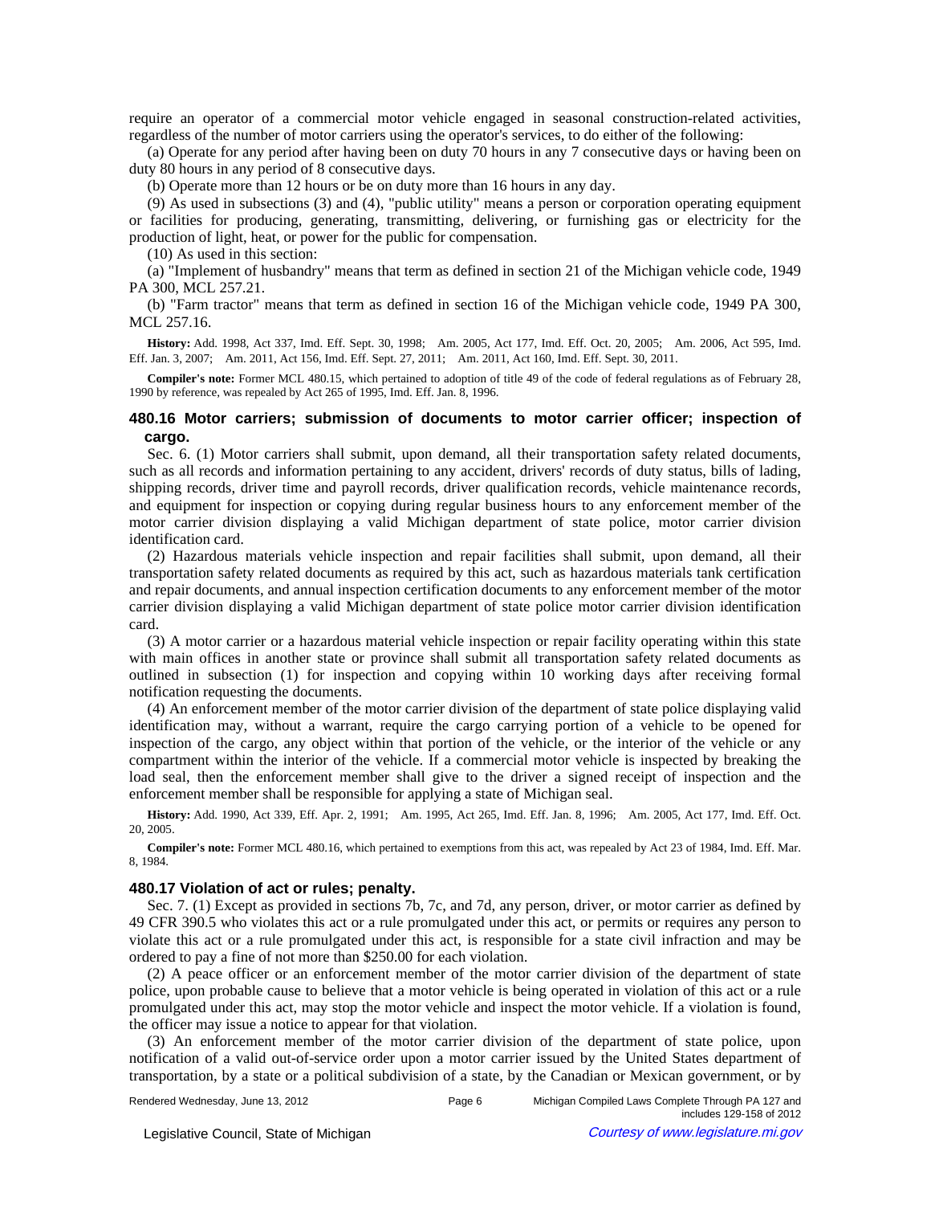require an operator of a commercial motor vehicle engaged in seasonal construction-related activities, regardless of the number of motor carriers using the operator's services, to do either of the following:

(a) Operate for any period after having been on duty 70 hours in any 7 consecutive days or having been on duty 80 hours in any period of 8 consecutive days.

(b) Operate more than 12 hours or be on duty more than 16 hours in any day.

(9) As used in subsections (3) and (4), "public utility" means a person or corporation operating equipment or facilities for producing, generating, transmitting, delivering, or furnishing gas or electricity for the production of light, heat, or power for the public for compensation.

(10) As used in this section:

(a) "Implement of husbandry" means that term as defined in section 21 of the Michigan vehicle code, 1949 PA 300, MCL 257.21.

(b) "Farm tractor" means that term as defined in section 16 of the Michigan vehicle code, 1949 PA 300, MCL 257.16.

**History:** Add. 1998, Act 337, Imd. Eff. Sept. 30, 1998;—Am. 2005, Act 177, Imd. Eff. Oct. 20, 2005;—Am. 2006, Act 595, Imd. Eff. Jan. 3, 2007;—Am. 2011, Act 156, Imd. Eff. Sept. 27, 2011;—Am. 2011, Act 160, Imd. Eff. Sept. 30, 2011.

**Compiler's note:** Former MCL 480.15, which pertained to adoption of title 49 of the code of federal regulations as of February 28, 1990 by reference, was repealed by Act 265 of 1995, Imd. Eff. Jan. 8, 1996.

### 480.16 Motor carriers; submission of documents to motor carrier officer; inspection of cargo.

Sec. 6. (1) Motor carriers shall submit, upon demand, all their transportation safety related documents, such as all records and information pertaining to any accident, drivers' records of duty status, bills of lading, shipping records, driver time and payroll records, driver qualification records, vehicle maintenance records, and equipment for inspection or copying during regular business hours to any enforcement member of the motor carrier division displaying a valid Michigan department of state police, motor carrier division identification card.

(2) Hazardous materials vehicle inspection and repair facilities shall submit, upon demand, all their transportation safety related documents as required by this act, such as hazardous materials tank certification and repair documents, and annual inspection certification documents to any enforcement member of the motor carrier division displaying a valid Michigan department of state police motor carrier division identification card.

(3) A motor carrier or a hazardous material vehicle inspection or repair facility operating within this state with main offices in another state or province shall submit all transportation safety related documents as outlined in subsection (1) for inspection and copying within 10 working days after receiving formal notification requesting the documents.

(4) An enforcement member of the motor carrier division of the department of state police displaying valid identification may, without a warrant, require the cargo carrying portion of a vehicle to be opened for inspection of the cargo, any object within that portion of the vehicle, or the interior of the vehicle or any compartment within the interior of the vehicle. If a commercial motor vehicle is inspected by breaking the load seal, then the enforcement member shall give to the driver a signed receipt of inspection and the enforcement member shall be responsible for applying a state of Michigan seal.

**History:** Add. 1990, Act 339, Eff. Apr. 2, 1991;—Am. 1995, Act 265, Imd. Eff. Jan. 8, 1996;—Am. 2005, Act 177, Imd. Eff. Oct. 20, 2005.

**Compiler's note:** Former MCL 480.16, which pertained to exemptions from this act, was repealed by Act 23 of 1984, Imd. Eff. Mar. 8, 1984.

### 480.17 Violation of act or rules; penalty.

Sec. 7. (1) Except as provided in sections 7b, 7c, and 7d, any person, driver, or motor carrier as defined by 49 CFR 390.5 who violates this act or a rule promulgated under this act, or permits or requires any person to violate this act or a rule promulgated under this act, is responsible for a state civil infraction and may be ordered to pay a fine of not more than $250.00 for each violation.

(2) A peace officer or an enforcement member of the motor carrier division of the department of state police, upon probable cause to believe that a motor vehicle is being operated in violation of this act or a rule promulgated under this act, may stop the motor vehicle and inspect the motor vehicle. If a violation is found, the officer may issue a notice to appear for that violation.

(3) An enforcement member of the motor carrier division of the department of state police, upon notification of a valid out-of-service order upon a motor carrier issued by the United States department of transportation, by a state or a political subdivision of a state, by the Canadian or Mexican government, or by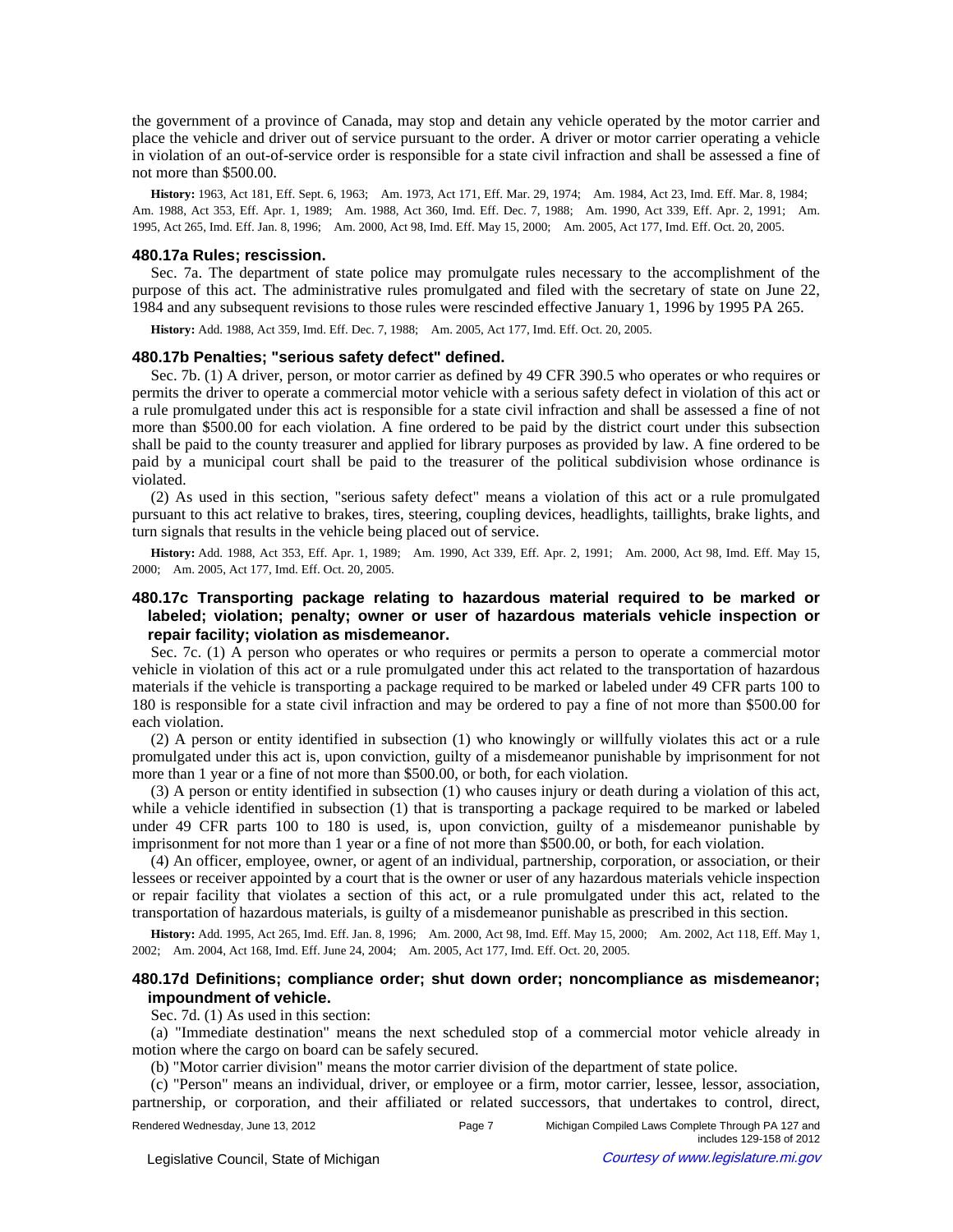the government of a province of Canada, may stop and detain any vehicle operated by the motor carrier and place the vehicle and driver out of service pursuant to the order. A driver or motor carrier operating a vehicle in violation of an out-of-service order is responsible for a state civil infraction and shall be assessed a fine of not more than $500.00.

**History:** 1963, Act 181, Eff. Sept. 6, 1963; Am. 1973, Act 171, Eff. Mar. 29, 1974; Am. 1984, Act 23, Imd. Eff. Mar. 8, 1984; Am. 1988, Act 353, Eff. Apr. 1, 1989; Am. 1988, Act 360, Imd. Eff. Dec. 7, 1988; Am. 1990, Act 339, Eff. Apr. 2, 1991; Am. 1995, Act 265, Imd. Eff. Jan. 8, 1996; Am. 2000, Act 98, Imd. Eff. May 15, 2000; Am. 2005, Act 177, Imd. Eff. Oct. 20, 2005.

### 480.17a Rules; rescission.

Sec. 7a. The department of state police may promulgate rules necessary to the accomplishment of the purpose of this act. The administrative rules promulgated and filed with the secretary of state on June 22, 1984 and any subsequent revisions to those rules were rescinded effective January 1, 1996 by 1995 PA 265.

**History:** Add. 1988, Act 359, Imd. Eff. Dec. 7, 1988; Am. 2005, Act 177, Imd. Eff. Oct. 20, 2005.

### 480.17b Penalties; "serious safety defect" defined.

Sec. 7b. (1) A driver, person, or motor carrier as defined by 49 CFR 390.5 who operates or who requires or permits the driver to operate a commercial motor vehicle with a serious safety defect in violation of this act or a rule promulgated under this act is responsible for a state civil infraction and shall be assessed a fine of not more than $500.00 for each violation. A fine ordered to be paid by the district court under this subsection shall be paid to the county treasurer and applied for library purposes as provided by law. A fine ordered to be paid by a municipal court shall be paid to the treasurer of the political subdivision whose ordinance is violated.

(2) As used in this section, "serious safety defect" means a violation of this act or a rule promulgated pursuant to this act relative to brakes, tires, steering, coupling devices, headlights, taillights, brake lights, and turn signals that results in the vehicle being placed out of service.

**History:** Add. 1988, Act 353, Eff. Apr. 1, 1989; Am. 1990, Act 339, Eff. Apr. 2, 1991; Am. 2000, Act 98, Imd. Eff. May 15, 2000; Am. 2005, Act 177, Imd. Eff. Oct. 20, 2005.

### 480.17c Transporting package relating to hazardous material required to be marked or labeled; violation; penalty; owner or user of hazardous materials vehicle inspection or repair facility; violation as misdemeanor.

Sec. 7c. (1) A person who operates or who requires or permits a person to operate a commercial motor vehicle in violation of this act or a rule promulgated under this act related to the transportation of hazardous materials if the vehicle is transporting a package required to be marked or labeled under 49 CFR parts 100 to 180 is responsible for a state civil infraction and may be ordered to pay a fine of not more than $500.00 for each violation.

(2) A person or entity identified in subsection (1) who knowingly or willfully violates this act or a rule promulgated under this act is, upon conviction, guilty of a misdemeanor punishable by imprisonment for not more than 1 year or a fine of not more than $500.00, or both, for each violation.

(3) A person or entity identified in subsection (1) who causes injury or death during a violation of this act, while a vehicle identified in subsection (1) that is transporting a package required to be marked or labeled under 49 CFR parts 100 to 180 is used, is, upon conviction, guilty of a misdemeanor punishable by imprisonment for not more than 1 year or a fine of not more than $500.00, or both, for each violation.

(4) An officer, employee, owner, or agent of an individual, partnership, corporation, or association, or their lessees or receiver appointed by a court that is the owner or user of any hazardous materials vehicle inspection or repair facility that violates a section of this act, or a rule promulgated under this act, related to the transportation of hazardous materials, is guilty of a misdemeanor punishable as prescribed in this section.

**History:** Add. 1995, Act 265, Imd. Eff. Jan. 8, 1996; Am. 2000, Act 98, Imd. Eff. May 15, 2000; Am. 2002, Act 118, Eff. May 1, 2002; Am. 2004, Act 168, Imd. Eff. June 24, 2004; Am. 2005, Act 177, Imd. Eff. Oct. 20, 2005.

### 480.17d Definitions; compliance order; shut down order; noncompliance as misdemeanor; impoundment of vehicle.

Sec. 7d. (1) As used in this section:

(a) "Immediate destination" means the next scheduled stop of a commercial motor vehicle already in motion where the cargo on board can be safely secured.

(b) "Motor carrier division" means the motor carrier division of the department of state police.

(c) "Person" means an individual, driver, or employee or a firm, motor carrier, lessee, lessor, association, partnership, or corporation, and their affiliated or related successors, that undertakes to control, direct,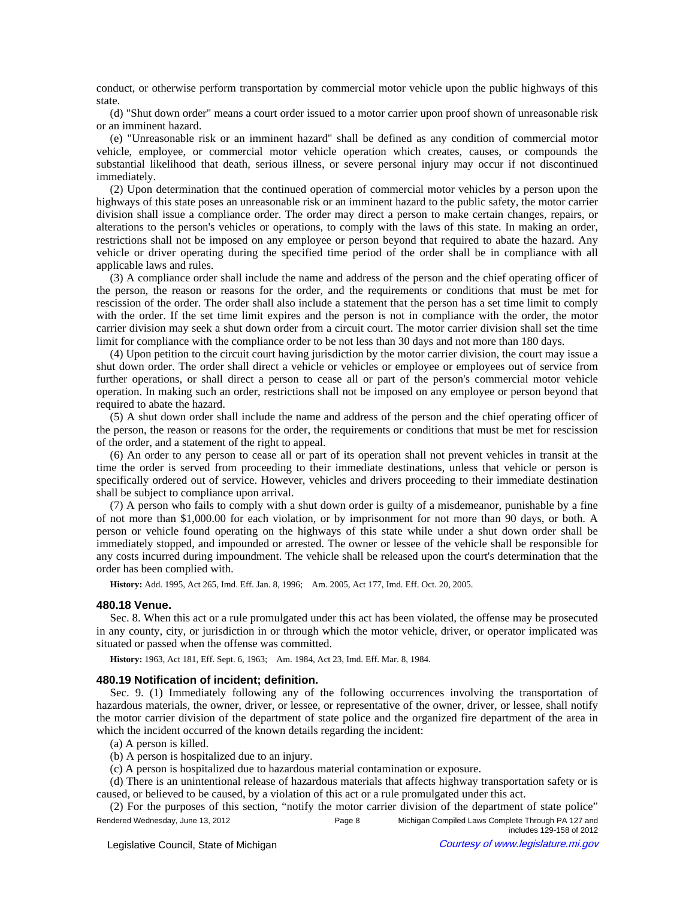conduct, or otherwise perform transportation by commercial motor vehicle upon the public highways of this state.

(d) "Shut down order" means a court order issued to a motor carrier upon proof shown of unreasonable risk or an imminent hazard.

(e) "Unreasonable risk or an imminent hazard" shall be defined as any condition of commercial motor vehicle, employee, or commercial motor vehicle operation which creates, causes, or compounds the substantial likelihood that death, serious illness, or severe personal injury may occur if not discontinued immediately.

(2) Upon determination that the continued operation of commercial motor vehicles by a person upon the highways of this state poses an unreasonable risk or an imminent hazard to the public safety, the motor carrier division shall issue a compliance order. The order may direct a person to make certain changes, repairs, or alterations to the person's vehicles or operations, to comply with the laws of this state. In making an order, restrictions shall not be imposed on any employee or person beyond that required to abate the hazard. Any vehicle or driver operating during the specified time period of the order shall be in compliance with all applicable laws and rules.

(3) A compliance order shall include the name and address of the person and the chief operating officer of the person, the reason or reasons for the order, and the requirements or conditions that must be met for rescission of the order. The order shall also include a statement that the person has a set time limit to comply with the order. If the set time limit expires and the person is not in compliance with the order, the motor carrier division may seek a shut down order from a circuit court. The motor carrier division shall set the time limit for compliance with the compliance order to be not less than 30 days and not more than 180 days.

(4) Upon petition to the circuit court having jurisdiction by the motor carrier division, the court may issue a shut down order. The order shall direct a vehicle or vehicles or employee or employees out of service from further operations, or shall direct a person to cease all or part of the person's commercial motor vehicle operation. In making such an order, restrictions shall not be imposed on any employee or person beyond that required to abate the hazard.

(5) A shut down order shall include the name and address of the person and the chief operating officer of the person, the reason or reasons for the order, the requirements or conditions that must be met for rescission of the order, and a statement of the right to appeal.

(6) An order to any person to cease all or part of its operation shall not prevent vehicles in transit at the time the order is served from proceeding to their immediate destinations, unless that vehicle or person is specifically ordered out of service. However, vehicles and drivers proceeding to their immediate destination shall be subject to compliance upon arrival.

(7) A person who fails to comply with a shut down order is guilty of a misdemeanor, punishable by a fine of not more than $1,000.00 for each violation, or by imprisonment for not more than 90 days, or both. A person or vehicle found operating on the highways of this state while under a shut down order shall be immediately stopped, and impounded or arrested. The owner or lessee of the vehicle shall be responsible for any costs incurred during impoundment. The vehicle shall be released upon the court's determination that the order has been complied with.

**History:** Add. 1995, Act 265, Imd. Eff. Jan. 8, 1996; Am. 2005, Act 177, Imd. Eff. Oct. 20, 2005.

### 480.18 Venue.

Sec. 8. When this act or a rule promulgated under this act has been violated, the offense may be prosecuted in any county, city, or jurisdiction in or through which the motor vehicle, driver, or operator implicated was situated or passed when the offense was committed.

**History:** 1963, Act 181, Eff. Sept. 6, 1963; Am. 1984, Act 23, Imd. Eff. Mar. 8, 1984.

### 480.19 Notification of incident; definition.

Sec. 9. (1) Immediately following any of the following occurrences involving the transportation of hazardous materials, the owner, driver, or lessee, or representative of the owner, driver, or lessee, shall notify the motor carrier division of the department of state police and the organized fire department of the area in which the incident occurred of the known details regarding the incident:

(a) A person is killed.

(b) A person is hospitalized due to an injury.

(c) A person is hospitalized due to hazardous material contamination or exposure.

(d) There is an unintentional release of hazardous materials that affects highway transportation safety or is caused, or believed to be caused, by a violation of this act or a rule promulgated under this act.

(2) For the purposes of this section, "notify the motor carrier division of the department of state police"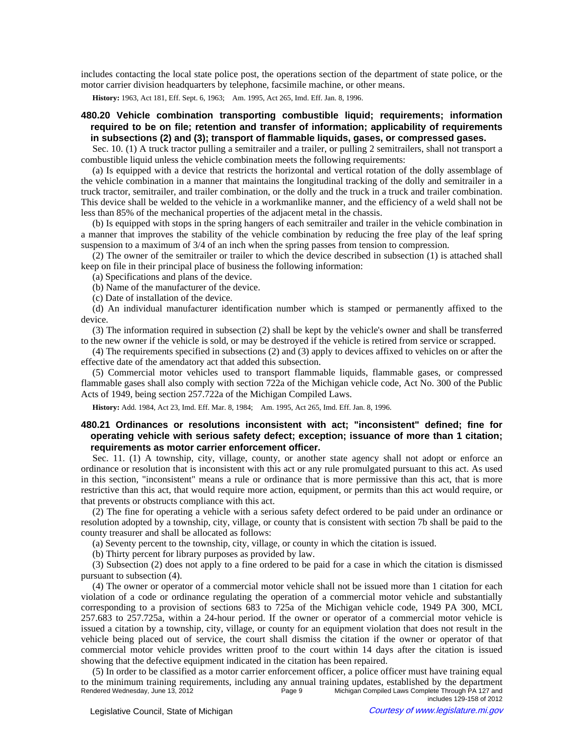includes contacting the local state police post, the operations section of the department of state police, or the motor carrier division headquarters by telephone, facsimile machine, or other means.

**History:** 1963, Act 181, Eff. Sept. 6, 1963;—Am. 1995, Act 265, Imd. Eff. Jan. 8, 1996.

### 480.20 Vehicle combination transporting combustible liquid; requirements; information required to be on file; retention and transfer of information; applicability of requirements in subsections (2) and (3); transport of flammable liquids, gases, or compressed gases.

Sec. 10. (1) A truck tractor pulling a semitrailer and a trailer, or pulling 2 semitrailers, shall not transport a combustible liquid unless the vehicle combination meets the following requirements:

(a) Is equipped with a device that restricts the horizontal and vertical rotation of the dolly assemblage of the vehicle combination in a manner that maintains the longitudinal tracking of the dolly and semitrailer in a truck tractor, semitrailer, and trailer combination, or the dolly and the truck in a truck and trailer combination. This device shall be welded to the vehicle in a workmanlike manner, and the efficiency of a weld shall not be less than 85% of the mechanical properties of the adjacent metal in the chassis.

(b) Is equipped with stops in the spring hangers of each semitrailer and trailer in the vehicle combination in a manner that improves the stability of the vehicle combination by reducing the free play of the leaf spring suspension to a maximum of 3/4 of an inch when the spring passes from tension to compression.

(2) The owner of the semitrailer or trailer to which the device described in subsection (1) is attached shall keep on file in their principal place of business the following information:

(a) Specifications and plans of the device.

(b) Name of the manufacturer of the device.

(c) Date of installation of the device.

(d) An individual manufacturer identification number which is stamped or permanently affixed to the device.

(3) The information required in subsection (2) shall be kept by the vehicle's owner and shall be transferred to the new owner if the vehicle is sold, or may be destroyed if the vehicle is retired from service or scrapped.

(4) The requirements specified in subsections (2) and (3) apply to devices affixed to vehicles on or after the effective date of the amendatory act that added this subsection.

(5) Commercial motor vehicles used to transport flammable liquids, flammable gases, or compressed flammable gases shall also comply with section 722a of the Michigan vehicle code, Act No. 300 of the Public Acts of 1949, being section 257.722a of the Michigan Compiled Laws.

**History:** Add. 1984, Act 23, Imd. Eff. Mar. 8, 1984;—Am. 1995, Act 265, Imd. Eff. Jan. 8, 1996.

### 480.21 Ordinances or resolutions inconsistent with act; "inconsistent" defined; fine for operating vehicle with serious safety defect; exception; issuance of more than 1 citation; requirements as motor carrier enforcement officer.

Sec. 11. (1) A township, city, village, county, or another state agency shall not adopt or enforce an ordinance or resolution that is inconsistent with this act or any rule promulgated pursuant to this act. As used in this section, "inconsistent" means a rule or ordinance that is more permissive than this act, that is more restrictive than this act, that would require more action, equipment, or permits than this act would require, or that prevents or obstructs compliance with this act.

(2) The fine for operating a vehicle with a serious safety defect ordered to be paid under an ordinance or resolution adopted by a township, city, village, or county that is consistent with section 7b shall be paid to the county treasurer and shall be allocated as follows:

(a) Seventy percent to the township, city, village, or county in which the citation is issued.

(b) Thirty percent for library purposes as provided by law.

(3) Subsection (2) does not apply to a fine ordered to be paid for a case in which the citation is dismissed pursuant to subsection (4).

(4) The owner or operator of a commercial motor vehicle shall not be issued more than 1 citation for each violation of a code or ordinance regulating the operation of a commercial motor vehicle and substantially corresponding to a provision of sections 683 to 725a of the Michigan vehicle code, 1949 PA 300, MCL 257.683 to 257.725a, within a 24-hour period. If the owner or operator of a commercial motor vehicle is issued a citation by a township, city, village, or county for an equipment violation that does not result in the vehicle being placed out of service, the court shall dismiss the citation if the owner or operator of that commercial motor vehicle provides written proof to the court within 14 days after the citation is issued showing that the defective equipment indicated in the citation has been repaired.

(5) In order to be classified as a motor carrier enforcement officer, a police officer must have training equal to the minimum training requirements, including any annual training updates, established by the department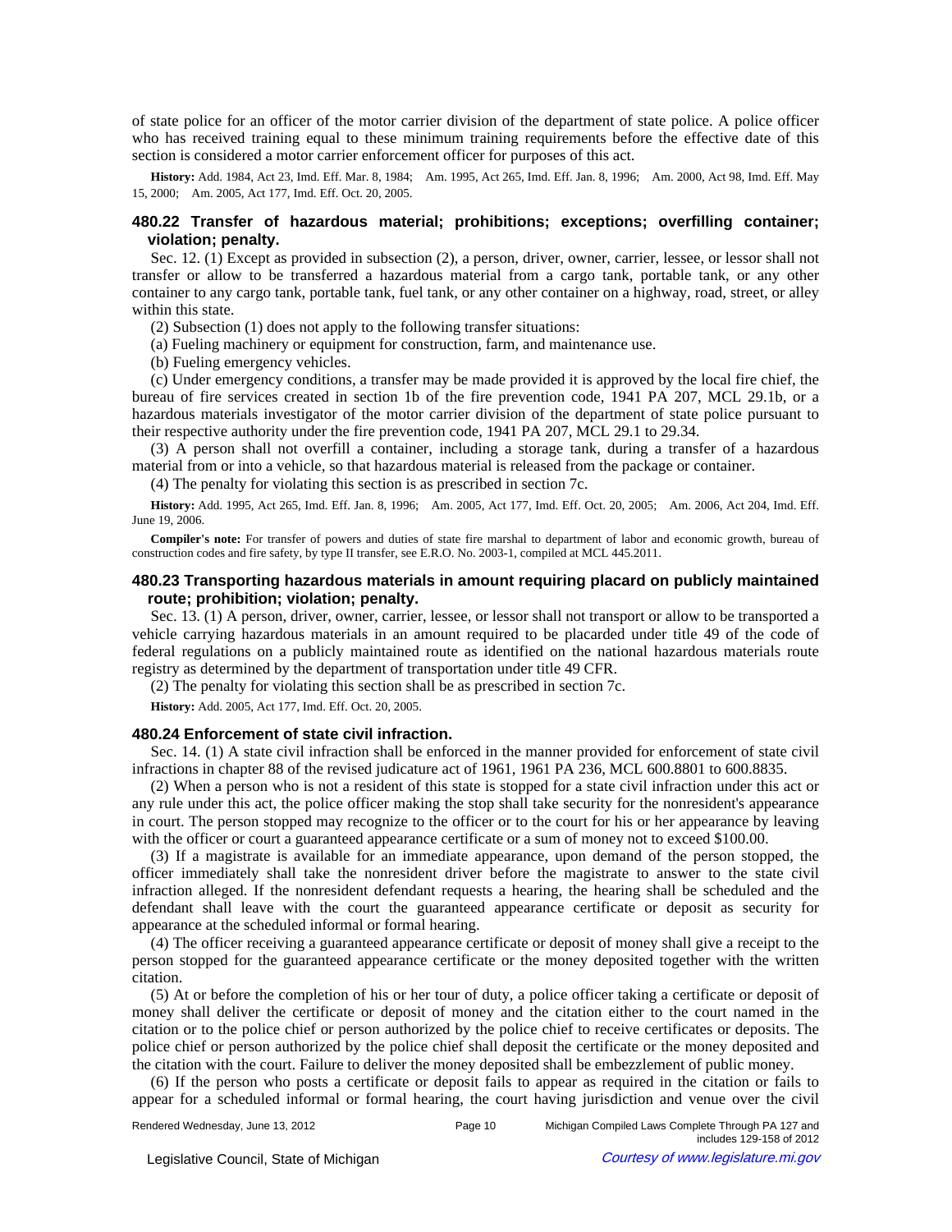of state police for an officer of the motor carrier division of the department of state police. A police officer who has received training equal to these minimum training requirements before the effective date of this section is considered a motor carrier enforcement officer for purposes of this act.

**History:** Add. 1984, Act 23, Imd. Eff. Mar. 8, 1984;—Am. 1995, Act 265, Imd. Eff. Jan. 8, 1996;—Am. 2000, Act 98, Imd. Eff. May 15, 2000;—Am. 2005, Act 177, Imd. Eff. Oct. 20, 2005.

### 480.22 Transfer of hazardous material; prohibitions; exceptions; overfilling container; violation; penalty.

Sec. 12. (1) Except as provided in subsection (2), a person, driver, owner, carrier, lessee, or lessor shall not transfer or allow to be transferred a hazardous material from a cargo tank, portable tank, or any other container to any cargo tank, portable tank, fuel tank, or any other container on a highway, road, street, or alley within this state.

(2) Subsection (1) does not apply to the following transfer situations:

(a) Fueling machinery or equipment for construction, farm, and maintenance use.

(b) Fueling emergency vehicles.

(c) Under emergency conditions, a transfer may be made provided it is approved by the local fire chief, the bureau of fire services created in section 1b of the fire prevention code, 1941 PA 207, MCL 29.1b, or a hazardous materials investigator of the motor carrier division of the department of state police pursuant to their respective authority under the fire prevention code, 1941 PA 207, MCL 29.1 to 29.34.

(3) A person shall not overfill a container, including a storage tank, during a transfer of a hazardous material from or into a vehicle, so that hazardous material is released from the package or container.

(4) The penalty for violating this section is as prescribed in section 7c.

**History:** Add. 1995, Act 265, Imd. Eff. Jan. 8, 1996;—Am. 2005, Act 177, Imd. Eff. Oct. 20, 2005;—Am. 2006, Act 204, Imd. Eff. June 19, 2006.

**Compiler's note:** For transfer of powers and duties of state fire marshal to department of labor and economic growth, bureau of construction codes and fire safety, by type II transfer, see E.R.O. No. 2003-1, compiled at MCL 445.2011.

### 480.23 Transporting hazardous materials in amount requiring placard on publicly maintained route; prohibition; violation; penalty.

Sec. 13. (1) A person, driver, owner, carrier, lessee, or lessor shall not transport or allow to be transported a vehicle carrying hazardous materials in an amount required to be placarded under title 49 of the code of federal regulations on a publicly maintained route as identified on the national hazardous materials route registry as determined by the department of transportation under title 49 CFR.

(2) The penalty for violating this section shall be as prescribed in section 7c.

**History:** Add. 2005, Act 177, Imd. Eff. Oct. 20, 2005.

### 480.24 Enforcement of state civil infraction.

Sec. 14. (1) A state civil infraction shall be enforced in the manner provided for enforcement of state civil infractions in chapter 88 of the revised judicature act of 1961, 1961 PA 236, MCL 600.8801 to 600.8835.

(2) When a person who is not a resident of this state is stopped for a state civil infraction under this act or any rule under this act, the police officer making the stop shall take security for the nonresident's appearance in court. The person stopped may recognize to the officer or to the court for his or her appearance by leaving with the officer or court a guaranteed appearance certificate or a sum of money not to exceed $100.00.

(3) If a magistrate is available for an immediate appearance, upon demand of the person stopped, the officer immediately shall take the nonresident driver before the magistrate to answer to the state civil infraction alleged. If the nonresident defendant requests a hearing, the hearing shall be scheduled and the defendant shall leave with the court the guaranteed appearance certificate or deposit as security for appearance at the scheduled informal or formal hearing.

(4) The officer receiving a guaranteed appearance certificate or deposit of money shall give a receipt to the person stopped for the guaranteed appearance certificate or the money deposited together with the written citation.

(5) At or before the completion of his or her tour of duty, a police officer taking a certificate or deposit of money shall deliver the certificate or deposit of money and the citation either to the court named in the citation or to the police chief or person authorized by the police chief to receive certificates or deposits. The police chief or person authorized by the police chief shall deposit the certificate or the money deposited and the citation with the court. Failure to deliver the money deposited shall be embezzlement of public money.

(6) If the person who posts a certificate or deposit fails to appear as required in the citation or fails to appear for a scheduled informal or formal hearing, the court having jurisdiction and venue over the civil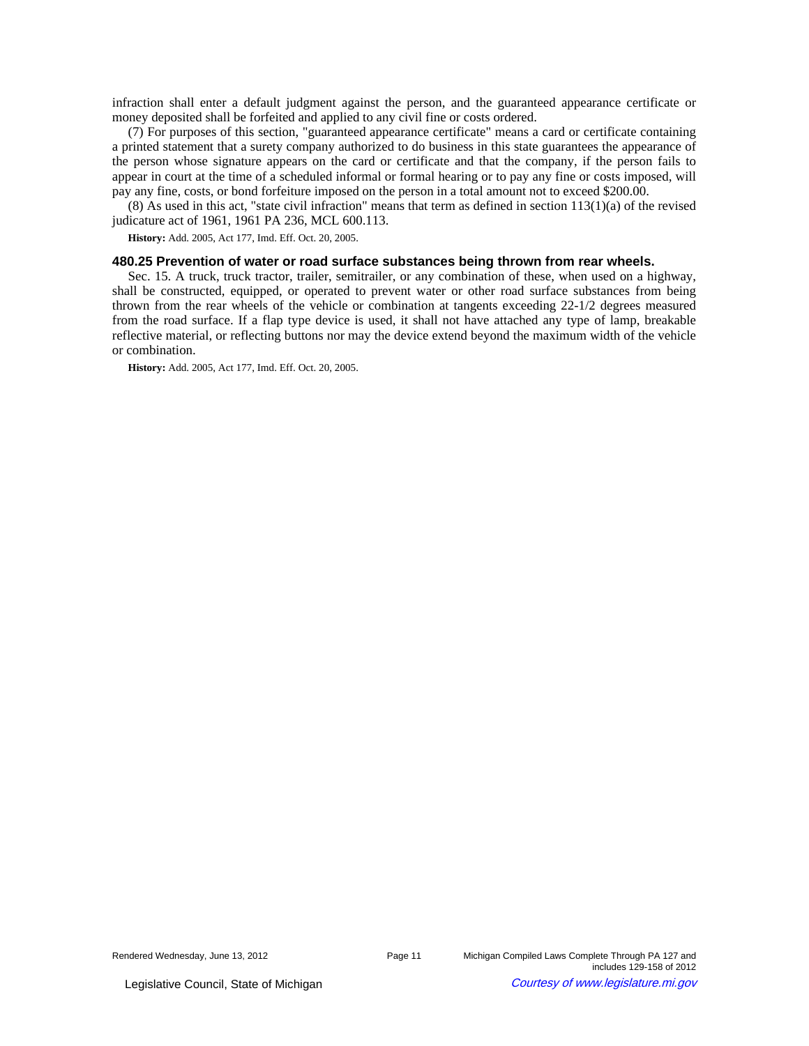infraction shall enter a default judgment against the person, and the guaranteed appearance certificate or money deposited shall be forfeited and applied to any civil fine or costs ordered.

(7) For purposes of this section, "guaranteed appearance certificate" means a card or certificate containing a printed statement that a surety company authorized to do business in this state guarantees the appearance of the person whose signature appears on the card or certificate and that the company, if the person fails to appear in court at the time of a scheduled informal or formal hearing or to pay any fine or costs imposed, will pay any fine, costs, or bond forfeiture imposed on the person in a total amount not to exceed $200.00.

(8) As used in this act, "state civil infraction" means that term as defined in section 113(1)(a) of the revised judicature act of 1961, 1961 PA 236, MCL 600.113.

**History:** Add. 2005, Act 177, Imd. Eff. Oct. 20, 2005.

### 480.25 Prevention of water or road surface substances being thrown from rear wheels.

Sec. 15. A truck, truck tractor, trailer, semitrailer, or any combination of these, when used on a highway, shall be constructed, equipped, or operated to prevent water or other road surface substances from being thrown from the rear wheels of the vehicle or combination at tangents exceeding 22-1/2 degrees measured from the road surface. If a flap type device is used, it shall not have attached any type of lamp, breakable reflective material, or reflecting buttons nor may the device extend beyond the maximum width of the vehicle or combination.

**History:** Add. 2005, Act 177, Imd. Eff. Oct. 20, 2005.